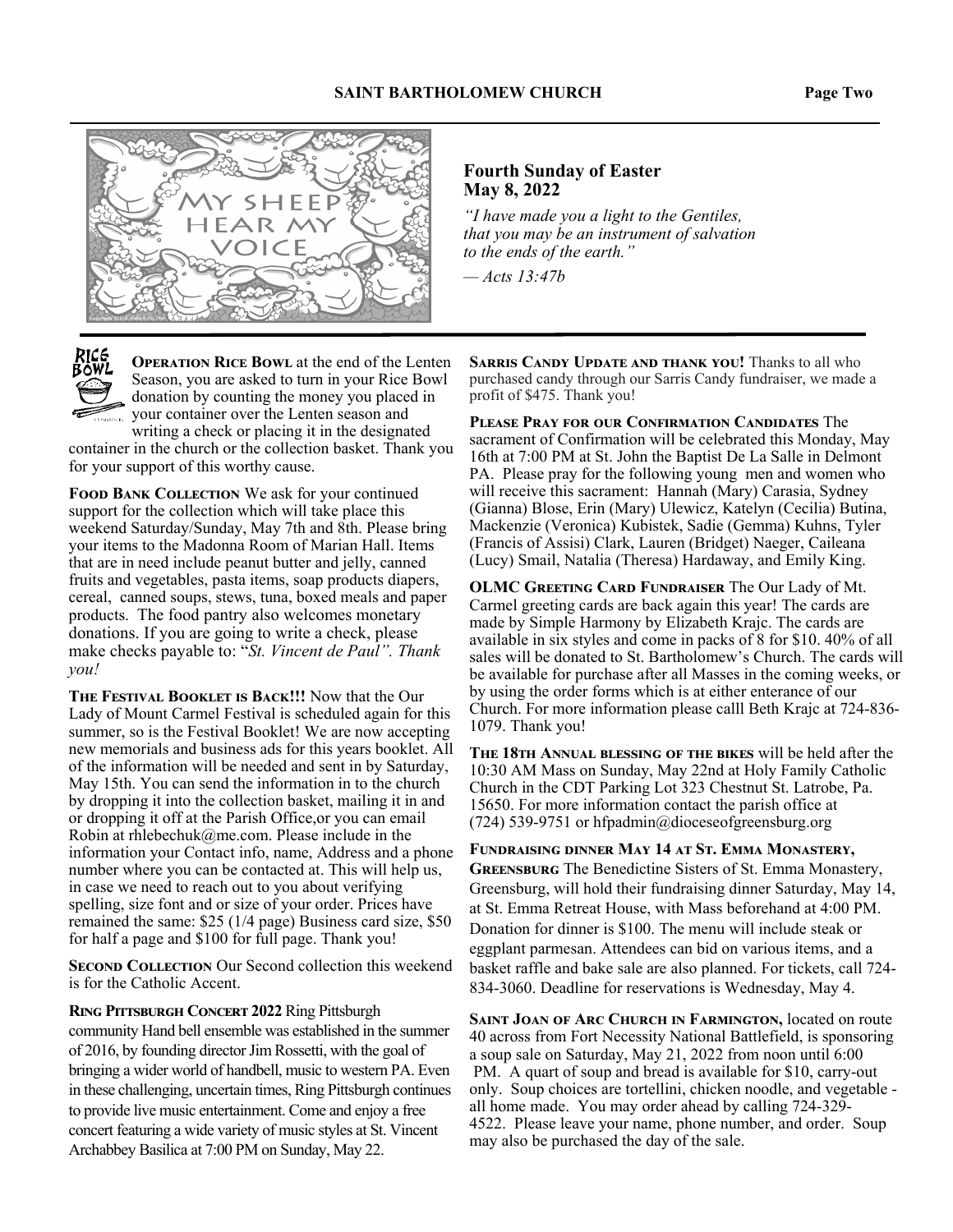## Fourth Sunday of Easter
## May 8, 2022

*"I have made you a light to the Gentiles, that you may be an instrument of salvation to the ends of the earth."*

*— Acts 13:47b*

**Operation Rice Bowl** at the end of the Lenten Season, you are asked to turn in your Rice Bowl donation by counting the money you placed in your container over the Lenten season and writing a check or placing it in the designated container in the church or the collection basket. Thank you for your support of this worthy cause.

**Food Bank Collection** We ask for your continued support for the collection which will take place this weekend Saturday/Sunday, May 7th and 8th. Please bring your items to the Madonna Room of Marian Hall. Items that are in need include peanut butter and jelly, canned fruits and vegetables, pasta items, soap products diapers, cereal, canned soups, stews, tuna, boxed meals and paper products. The food pantry also welcomes monetary donations. If you are going to write a check, please make checks payable to: "*St. Vincent de Paul". Thank you!*

**The Festival Booklet is Back!!!** Now that the Our Lady of Mount Carmel Festival is scheduled again for this summer, so is the Festival Booklet! We are now accepting new memorials and business ads for this years booklet. All of the information will be needed and sent in by Saturday, May 15th. You can send the information in to the church by dropping it into the collection basket, mailing it in and or dropping it off at the Parish Office,or you can email Robin at rhlebechuk@me.com. Please include in the information your Contact info, name, Address and a phone number where you can be contacted at. This will help us, in case we need to reach out to you about verifying spelling, size font and or size of your order. Prices have remained the same: $25 (1/4 page) Business card size, $50 for half a page and $100 for full page. Thank you!

**Second Collection** Our Second collection this weekend is for the Catholic Accent.

**Ring Pittsburgh Concert 2022** Ring Pittsburgh community Hand bell ensemble was established in the summer of 2016, by founding director Jim Rossetti, with the goal of bringing a wider world of handbell, music to western PA. Even in these challenging, uncertain times, Ring Pittsburgh continues to provide live music entertainment. Come and enjoy a free concert featuring a wide variety of music styles at St. Vincent Archabbey Basilica at 7:00 PM on Sunday, May 22.

**Sarris Candy Update and thank you!** Thanks to all who purchased candy through our Sarris Candy fundraiser, we made a profit of $475. Thank you!

**Please Pray for our Confirmation Candidates** The sacrament of Confirmation will be celebrated this Monday, May 16th at 7:00 PM at St. John the Baptist De La Salle in Delmont PA. Please pray for the following young men and women who will receive this sacrament: Hannah (Mary) Carasia, Sydney (Gianna) Blose, Erin (Mary) Ulewicz, Katelyn (Cecilia) Butina, Mackenzie (Veronica) Kubistek, Sadie (Gemma) Kuhns, Tyler (Francis of Assisi) Clark, Lauren (Bridget) Naeger, Caileana (Lucy) Smail, Natalia (Theresa) Hardaway, and Emily King.

**OLMC Greeting Card Fundraiser** The Our Lady of Mt. Carmel greeting cards are back again this year! The cards are made by Simple Harmony by Elizabeth Krajc. The cards are available in six styles and come in packs of 8 for $10. 40% of all sales will be donated to St. Bartholomew's Church. The cards will be available for purchase after all Masses in the coming weeks, or by using the order forms which is at either enterance of our Church. For more information please calll Beth Krajc at 724-836-1079. Thank you!

**The 18th Annual blessing of the bikes** will be held after the 10:30 AM Mass on Sunday, May 22nd at Holy Family Catholic Church in the CDT Parking Lot 323 Chestnut St. Latrobe, Pa. 15650. For more information contact the parish office at (724) 539-9751 or hfpadmin@dioceseofgreensburg.org

**Fundraising dinner May 14 at St. Emma Monastery, Greensburg** The Benedictine Sisters of St. Emma Monastery, Greensburg, will hold their fundraising dinner Saturday, May 14, at St. Emma Retreat House, with Mass beforehand at 4:00 PM. Donation for dinner is $100. The menu will include steak or eggplant parmesan. Attendees can bid on various items, and a basket raffle and bake sale are also planned. For tickets, call 724-834-3060. Deadline for reservations is Wednesday, May 4.

**Saint Joan of Arc Church in Farmington,** located on route 40 across from Fort Necessity National Battlefield, is sponsoring a soup sale on Saturday, May 21, 2022 from noon until 6:00 PM. A quart of soup and bread is available for $10, carry-out only. Soup choices are tortellini, chicken noodle, and vegetable - all home made. You may order ahead by calling 724-329-4522. Please leave your name, phone number, and order. Soup may also be purchased the day of the sale.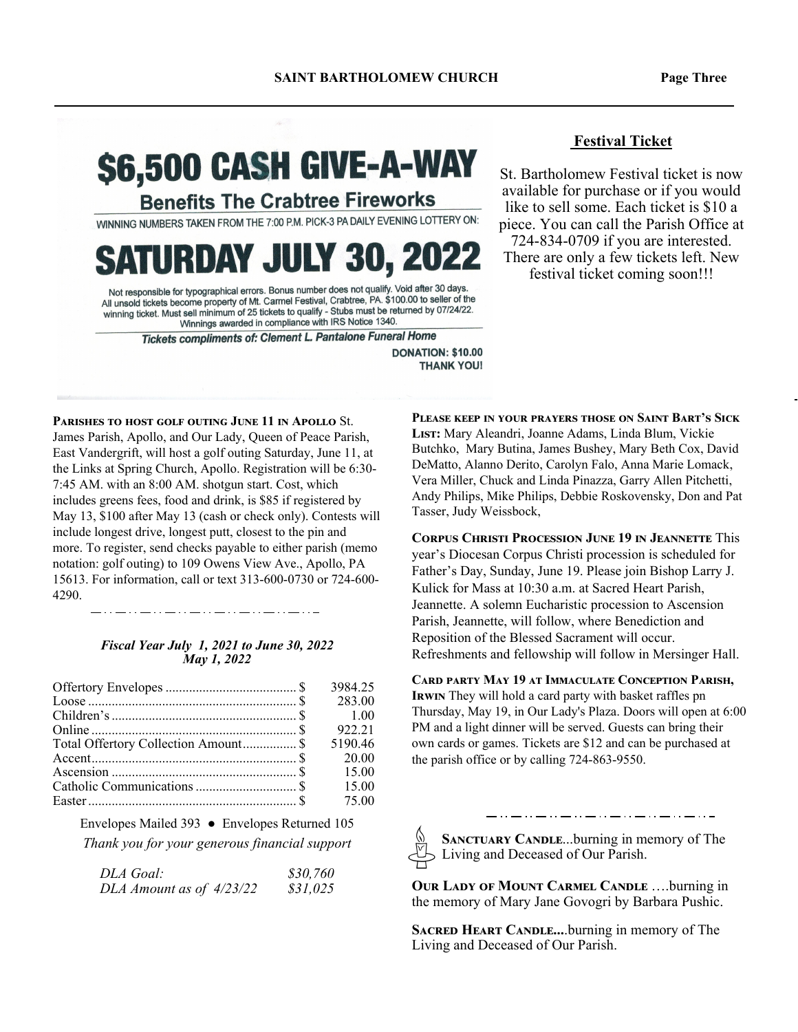# $6,500 CASH GIVE-A-WAY

## Benefits The Crabtree Fireworks

WINNING NUMBERS TAKEN FROM THE 7:00 P.M. PICK-3 PA DAILY EVENING LOTTERY ON:

## SATURDAY JULY 30, 2022

Not responsible for typographical errors. Bonus number does not qualify. Void after 30 days. All unsold tickets become property of Mt. Carmel Festival, Crabtree, PA. $100.00 to seller of the winning ticket. Must sell minimum of 25 tickets to qualify - Stubs must be returned by 07/24/22. Winnings awarded in compliance with IRS Notice 1340.

***Tickets compliments of: Clement L. Pantalone Funeral Home***

**DONATION: $10.00**
**THANK YOU!**

## Festival Ticket

St. Bartholomew Festival ticket is now available for purchase or if you would like to sell some. Each ticket is $10 a piece. You can call the Parish Office at 724-834-0709 if you are interested. There are only a few tickets left. New festival ticket coming soon!!!

**Parishes to host golf outing June 11 in Apollo** St. James Parish, Apollo, and Our Lady, Queen of Peace Parish, East Vandergrift, will host a golf outing Saturday, June 11, at the Links at Spring Church, Apollo. Registration will be 6:30-7:45 AM. with an 8:00 AM. shotgun start. Cost, which includes greens fees, food and drink, is $85 if registered by May 13, $100 after May 13 (cash or check only). Contests will include longest drive, longest putt, closest to the pin and more. To register, send checks payable to either parish (memo notation: golf outing) to 109 Owens View Ave., Apollo, PA 15613. For information, call or text 313-600-0730 or 724-600-4290.

***Fiscal Year July 1, 2021 to June 30, 2022***
***May 1, 2022***

| | |
|---|---|
| Offertory Envelopes | $ 3984.25 |
| Loose | $ 283.00 |
| Children's | $ 1.00 |
| Online | $ 922.21 |
| Total Offertory Collection Amount | $ 5190.46 |
| Accent | $ 20.00 |
| Ascension | $ 15.00 |
| Catholic Communications | $ 15.00 |
| Easter | $ 75.00 |

Envelopes Mailed 393 ● Envelopes Returned 105

*Thank you for your generous financial support*

| | |
|---|---|
| *DLA Goal:* | *$30,760* |
| *DLA Amount as of 4/23/22* | *$31,025* |

**Please keep in your prayers those on Saint Bart's Sick List:** Mary Aleandri, Joanne Adams, Linda Blum, Vickie Butchko, Mary Butina, James Bushey, Mary Beth Cox, David DeMatto, Alanno Derito, Carolyn Falo, Anna Marie Lomack, Vera Miller, Chuck and Linda Pinazza, Garry Allen Pitchetti, Andy Philips, Mike Philips, Debbie Roskovensky, Don and Pat Tasser, Judy Weissbock,

**Corpus Christi Procession June 19 in Jeannette** This year's Diocesan Corpus Christi procession is scheduled for Father's Day, Sunday, June 19. Please join Bishop Larry J. Kulick for Mass at 10:30 a.m. at Sacred Heart Parish, Jeannette. A solemn Eucharistic procession to Ascension Parish, Jeannette, will follow, where Benediction and Reposition of the Blessed Sacrament will occur. Refreshments and fellowship will follow in Mersinger Hall.

**Card party May 19 at Immaculate Conception Parish, Irwin** They will hold a card party with basket raffles pn Thursday, May 19, in Our Lady's Plaza. Doors will open at 6:00 PM and a light dinner will be served. Guests can bring their own cards or games. Tickets are $12 and can be purchased at the parish office or by calling 724-863-9550.

**Sanctuary Candle**...burning in memory of The Living and Deceased of Our Parish.

**Our Lady of Mount Carmel Candle** ….burning in the memory of Mary Jane Govogri by Barbara Pushic.

**Sacred Heart Candle...**burning in memory of The Living and Deceased of Our Parish.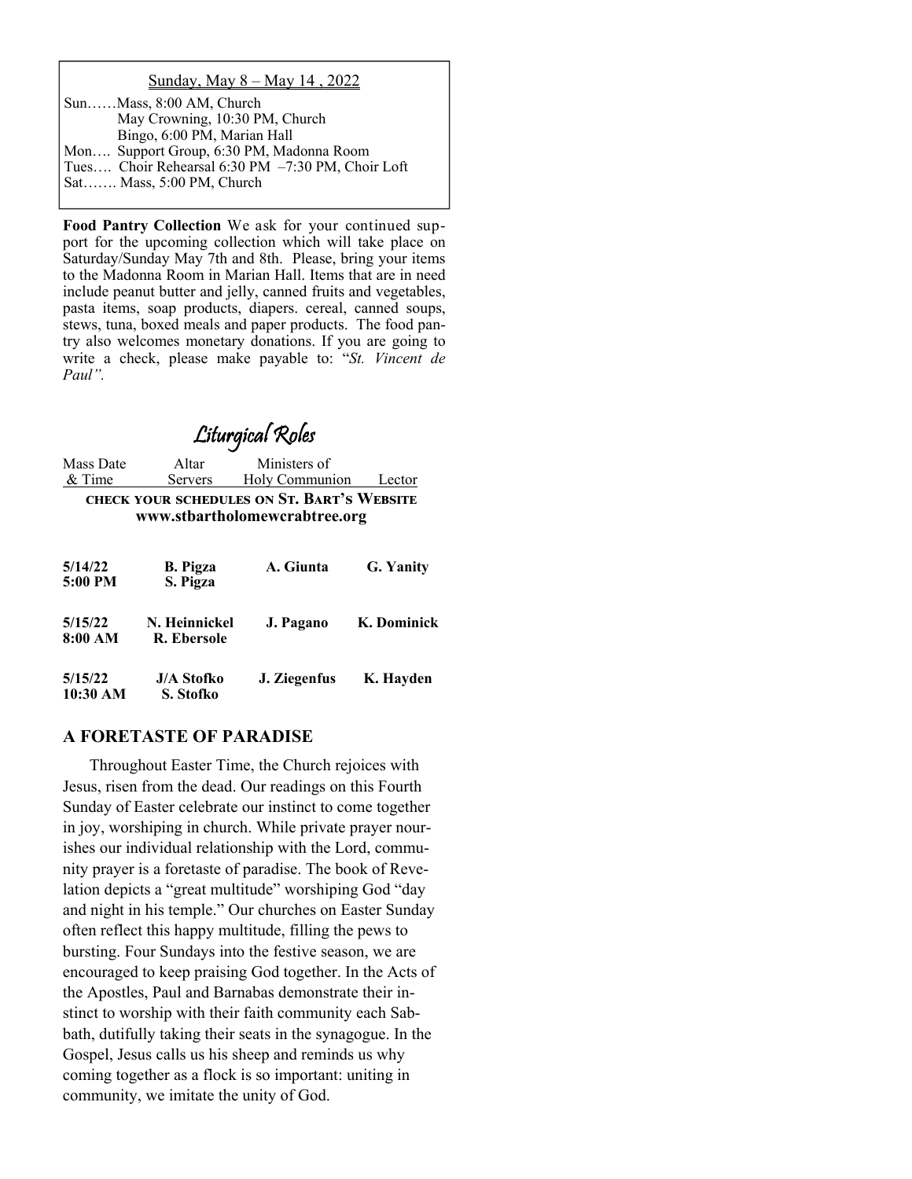<u>Sunday, May 8 – May 14 , 2022</u>

Sun……Mass, 8:00 AM, Church
May Crowning, 10:30 PM, Church
Bingo, 6:00 PM, Marian Hall
Mon…. Support Group, 6:30 PM, Madonna Room
Tues…. Choir Rehearsal 6:30 PM –7:30 PM, Choir Loft
Sat……. Mass, 5:00 PM, Church

**Food Pantry Collection** We ask for your continued support for the upcoming collection which will take place on Saturday/Sunday May 7th and 8th. Please, bring your items to the Madonna Room in Marian Hall. Items that are in need include peanut butter and jelly, canned fruits and vegetables, pasta items, soap products, diapers. cereal, canned soups, stews, tuna, boxed meals and paper products. The food pantry also welcomes monetary donations. If you are going to write a check, please make payable to: "*St. Vincent de Paul".*

## Liturgical Roles

| Mass Date & Time | Altar Servers | Ministers of Holy Communion | Lector |
|---|---|---|---|
| **CHECK YOUR SCHEDULES ON ST. BART'S WEBSITE www.stbartholomewcrabtree.org** | | | |
| **5/14/22 5:00 PM** | **B. Pigza S. Pigza** | **A. Giunta** | **G. Yanity** |
| **5/15/22 8:00 AM** | **N. Heinnickel R. Ebersole** | **J. Pagano** | **K. Dominick** |
| **5/15/22 10:30 AM** | **J/A Stofko S. Stofko** | **J. Ziegenfus** | **K. Hayden** |

## A FORETASTE OF PARADISE

Throughout Easter Time, the Church rejoices with Jesus, risen from the dead. Our readings on this Fourth Sunday of Easter celebrate our instinct to come together in joy, worshiping in church. While private prayer nourishes our individual relationship with the Lord, community prayer is a foretaste of paradise. The book of Revelation depicts a "great multitude" worshiping God "day and night in his temple." Our churches on Easter Sunday often reflect this happy multitude, filling the pews to bursting. Four Sundays into the festive season, we are encouraged to keep praising God together. In the Acts of the Apostles, Paul and Barnabas demonstrate their instinct to worship with their faith community each Sabbath, dutifully taking their seats in the synagogue. In the Gospel, Jesus calls us his sheep and reminds us why coming together as a flock is so important: uniting in community, we imitate the unity of God.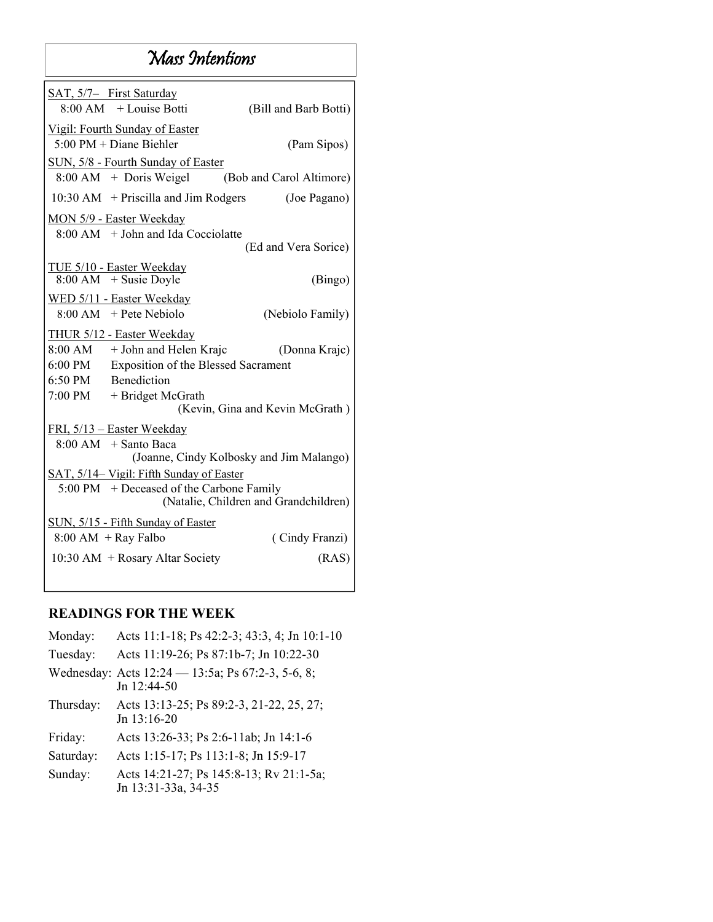# *Mass Intentions*

<u>SAT, 5/7– First Saturday</u>

8:00 AM + Louise Botti (Bill and Barb Botti)

<u>Vigil: Fourth Sunday of Easter</u>

5:00 PM + Diane Biehler (Pam Sipos)

<u>SUN, 5/8 - Fourth Sunday of Easter</u>

8:00 AM + Doris Weigel (Bob and Carol Altimore)

10:30 AM + Priscilla and Jim Rodgers (Joe Pagano)

<u>MON 5/9 - Easter Weekday</u>

8:00 AM + John and Ida Cocciolatte (Ed and Vera Sorice)

<u>TUE 5/10 - Easter Weekday</u>

8:00 AM + Susie Doyle (Bingo)

<u>WED 5/11 - Easter Weekday</u>

8:00 AM + Pete Nebiolo (Nebiolo Family)

<u>THUR 5/12 - Easter Weekday</u>

8:00 AM + John and Helen Krajc (Donna Krajc)

6:00 PM Exposition of the Blessed Sacrament

6:50 PM Benediction

7:00 PM + Bridget McGrath (Kevin, Gina and Kevin McGrath )

<u>FRI, 5/13 – Easter Weekday</u>

8:00 AM + Santo Baca (Joanne, Cindy Kolbosky and Jim Malango)

<u>SAT, 5/14– Vigil: Fifth Sunday of Easter</u>

5:00 PM + Deceased of the Carbone Family (Natalie, Children and Grandchildren)

<u>SUN, 5/15 - Fifth Sunday of Easter</u>

8:00 AM + Ray Falbo ( Cindy Franzi)

10:30 AM + Rosary Altar Society (RAS)

## READINGS FOR THE WEEK

| | |
|---|---|
| Monday: | Acts 11:1-18; Ps 42:2-3; 43:3, 4; Jn 10:1-10 |
| Tuesday: | Acts 11:19-26; Ps 87:1b-7; Jn 10:22-30 |
| Wednesday: | Acts 12:24 — 13:5a; Ps 67:2-3, 5-6, 8; Jn 12:44-50 |
| Thursday: | Acts 13:13-25; Ps 89:2-3, 21-22, 25, 27; Jn 13:16-20 |
| Friday: | Acts 13:26-33; Ps 2:6-11ab; Jn 14:1-6 |
| Saturday: | Acts 1:15-17; Ps 113:1-8; Jn 15:9-17 |
| Sunday: | Acts 14:21-27; Ps 145:8-13; Rv 21:1-5a; Jn 13:31-33a, 34-35 |